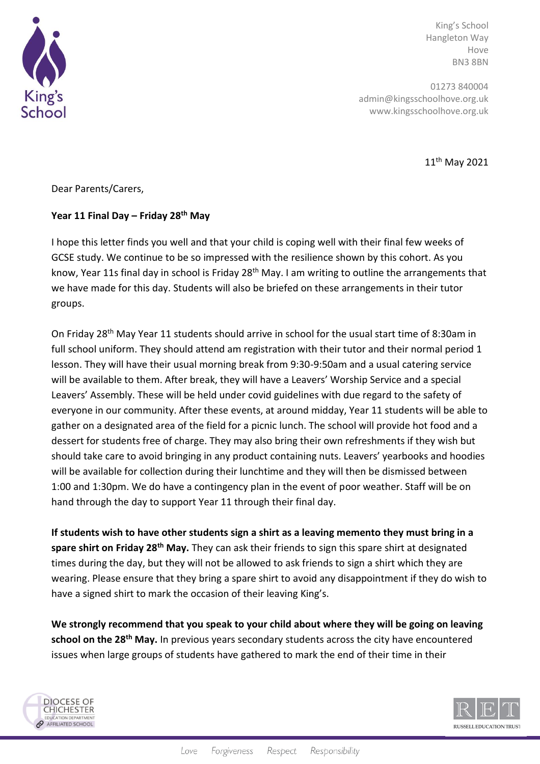King's School
Hangleton Way
Hove
BN3 8BN

01273 840004
admin@kingsschoolhove.org.uk
www.kingsschoolhove.org.uk

11th May 2021

Dear Parents/Carers,

**Year 11 Final Day – Friday 28th May**

I hope this letter finds you well and that your child is coping well with their final few weeks of GCSE study. We continue to be so impressed with the resilience shown by this cohort. As you know, Year 11s final day in school is Friday 28th May. I am writing to outline the arrangements that we have made for this day. Students will also be briefed on these arrangements in their tutor groups.

On Friday 28th May Year 11 students should arrive in school for the usual start time of 8:30am in full school uniform. They should attend am registration with their tutor and their normal period 1 lesson. They will have their usual morning break from 9:30-9:50am and a usual catering service will be available to them. After break, they will have a Leavers' Worship Service and a special Leavers' Assembly. These will be held under covid guidelines with due regard to the safety of everyone in our community. After these events, at around midday, Year 11 students will be able to gather on a designated area of the field for a picnic lunch. The school will provide hot food and a dessert for students free of charge. They may also bring their own refreshments if they wish but should take care to avoid bringing in any product containing nuts. Leavers' yearbooks and hoodies will be available for collection during their lunchtime and they will then be dismissed between 1:00 and 1:30pm. We do have a contingency plan in the event of poor weather. Staff will be on hand through the day to support Year 11 through their final day.

**If students wish to have other students sign a shirt as a leaving memento they must bring in a spare shirt on Friday 28th May.** They can ask their friends to sign this spare shirt at designated times during the day, but they will not be allowed to ask friends to sign a shirt which they are wearing. Please ensure that they bring a spare shirt to avoid any disappointment if they do wish to have a signed shirt to mark the occasion of their leaving King's.

**We strongly recommend that you speak to your child about where they will be going on leaving school on the 28th May.** In previous years secondary students across the city have encountered issues when large groups of students have gathered to mark the end of their time in their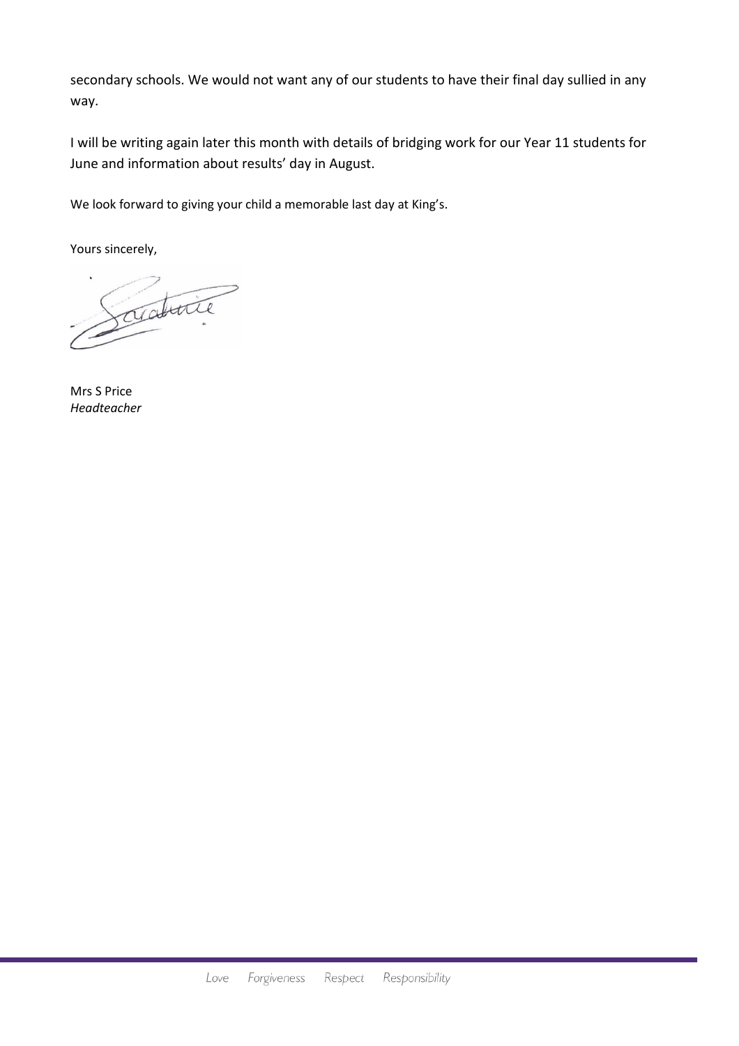secondary schools. We would not want any of our students to have their final day sullied in any way.

I will be writing again later this month with details of bridging work for our Year 11 students for June and information about results' day in August.

We look forward to giving your child a memorable last day at King's.

Yours sincerely,

Mrs S Price
*Headteacher*